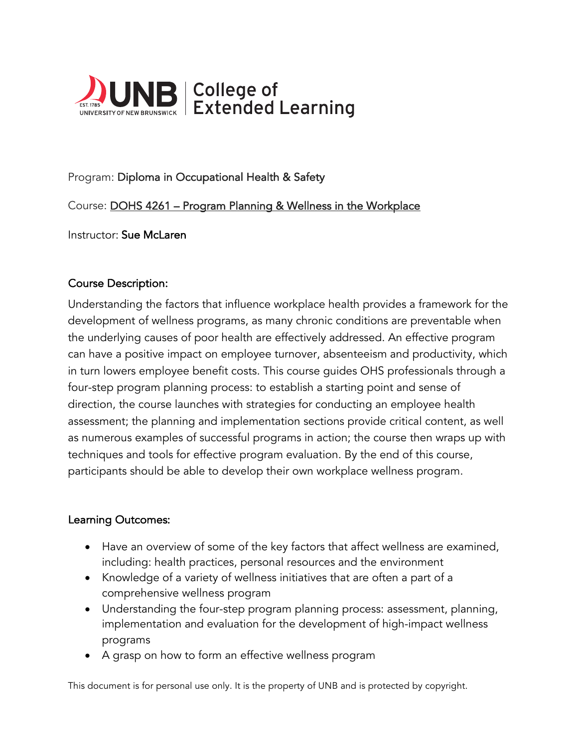UNB College of Extended Learning

Program: Diploma in Occupational Health & Safety

Course: DOHS 4261 – Program Planning & Wellness in the Workplace

Instructor: Sue McLaren

## Course Description:

Understanding the factors that influence workplace health provides a framework for the development of wellness programs, as many chronic conditions are preventable when the underlying causes of poor health are effectively addressed. An effective program can have a positive impact on employee turnover, absenteeism and productivity, which in turn lowers employee benefit costs. This course guides OHS professionals through a four-step program planning process: to establish a starting point and sense of direction, the course launches with strategies for conducting an employee health assessment; the planning and implementation sections provide critical content, as well as numerous examples of successful programs in action; the course then wraps up with techniques and tools for effective program evaluation. By the end of this course, participants should be able to develop their own workplace wellness program.

## Learning Outcomes:

- Have an overview of some of the key factors that affect wellness are examined, including: health practices, personal resources and the environment
- Knowledge of a variety of wellness initiatives that are often a part of a comprehensive wellness program
- Understanding the four-step program planning process: assessment, planning, implementation and evaluation for the development of high-impact wellness programs
- A grasp on how to form an effective wellness program

This document is for personal use only. It is the property of UNB and is protected by copyright.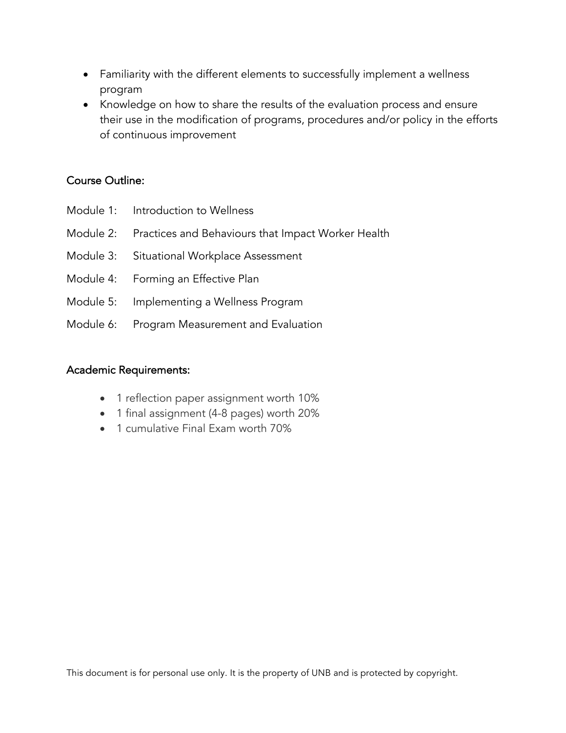- Familiarity with the different elements to successfully implement a wellness program
- Knowledge on how to share the results of the evaluation process and ensure their use in the modification of programs, procedures and/or policy in the efforts of continuous improvement

## Course Outline:

Module 1: Introduction to Wellness

Module 2: Practices and Behaviours that Impact Worker Health

Module 3: Situational Workplace Assessment

Module 4: Forming an Effective Plan

Module 5: Implementing a Wellness Program

Module 6: Program Measurement and Evaluation

## Academic Requirements:

- 1 reflection paper assignment worth 10%
- 1 final assignment (4-8 pages) worth 20%
- 1 cumulative Final Exam worth 70%